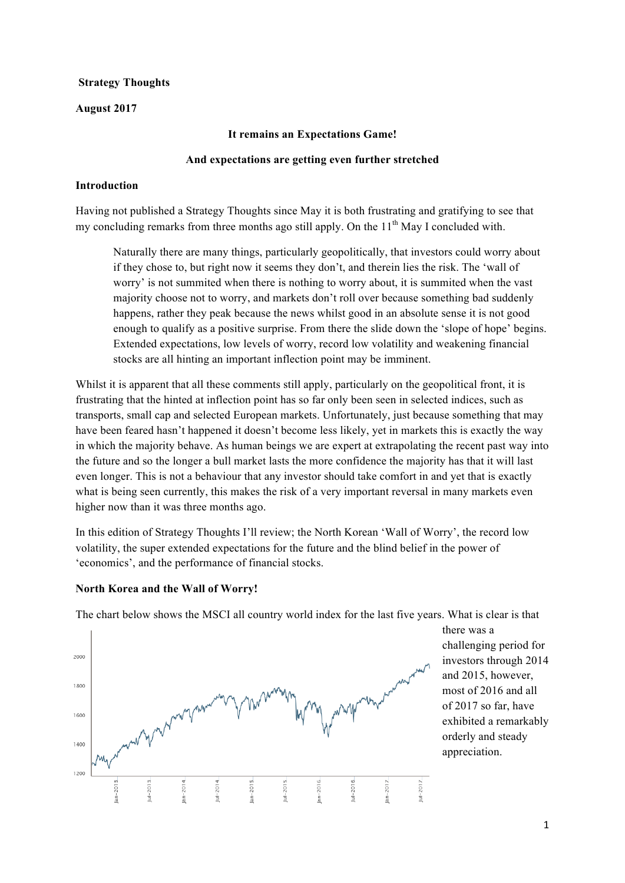**Strategy Thoughts**

**August 2017**

**It remains an Expectations Game!**

**And expectations are getting even further stretched**

**Introduction**

Having not published a Strategy Thoughts since May it is both frustrating and gratifying to see that my concluding remarks from three months ago still apply. On the 11th May I concluded with.

> Naturally there are many things, particularly geopolitically, that investors could worry about if they chose to, but right now it seems they don't, and therein lies the risk. The 'wall of worry' is not summited when there is nothing to worry about, it is summited when the vast majority choose not to worry, and markets don't roll over because something bad suddenly happens, rather they peak because the news whilst good in an absolute sense it is not good enough to qualify as a positive surprise. From there the slide down the 'slope of hope' begins. Extended expectations, low levels of worry, record low volatility and weakening financial stocks are all hinting an important inflection point may be imminent.

Whilst it is apparent that all these comments still apply, particularly on the geopolitical front, it is frustrating that the hinted at inflection point has so far only been seen in selected indices, such as transports, small cap and selected European markets. Unfortunately, just because something that may have been feared hasn't happened it doesn't become less likely, yet in markets this is exactly the way in which the majority behave. As human beings we are expert at extrapolating the recent past way into the future and so the longer a bull market lasts the more confidence the majority has that it will last even longer. This is not a behaviour that any investor should take comfort in and yet that is exactly what is being seen currently, this makes the risk of a very important reversal in many markets even higher now than it was three months ago.

In this edition of Strategy Thoughts I'll review; the North Korean 'Wall of Worry', the record low volatility, the super extended expectations for the future and the blind belief in the power of 'economics', and the performance of financial stocks.

**North Korea and the Wall of Worry!**

The chart below shows the MSCI all country world index for the last five years. What is clear is that there was a challenging period for investors through 2014 and 2015, however, most of 2016 and all of 2017 so far, have exhibited a remarkably orderly and steady appreciation.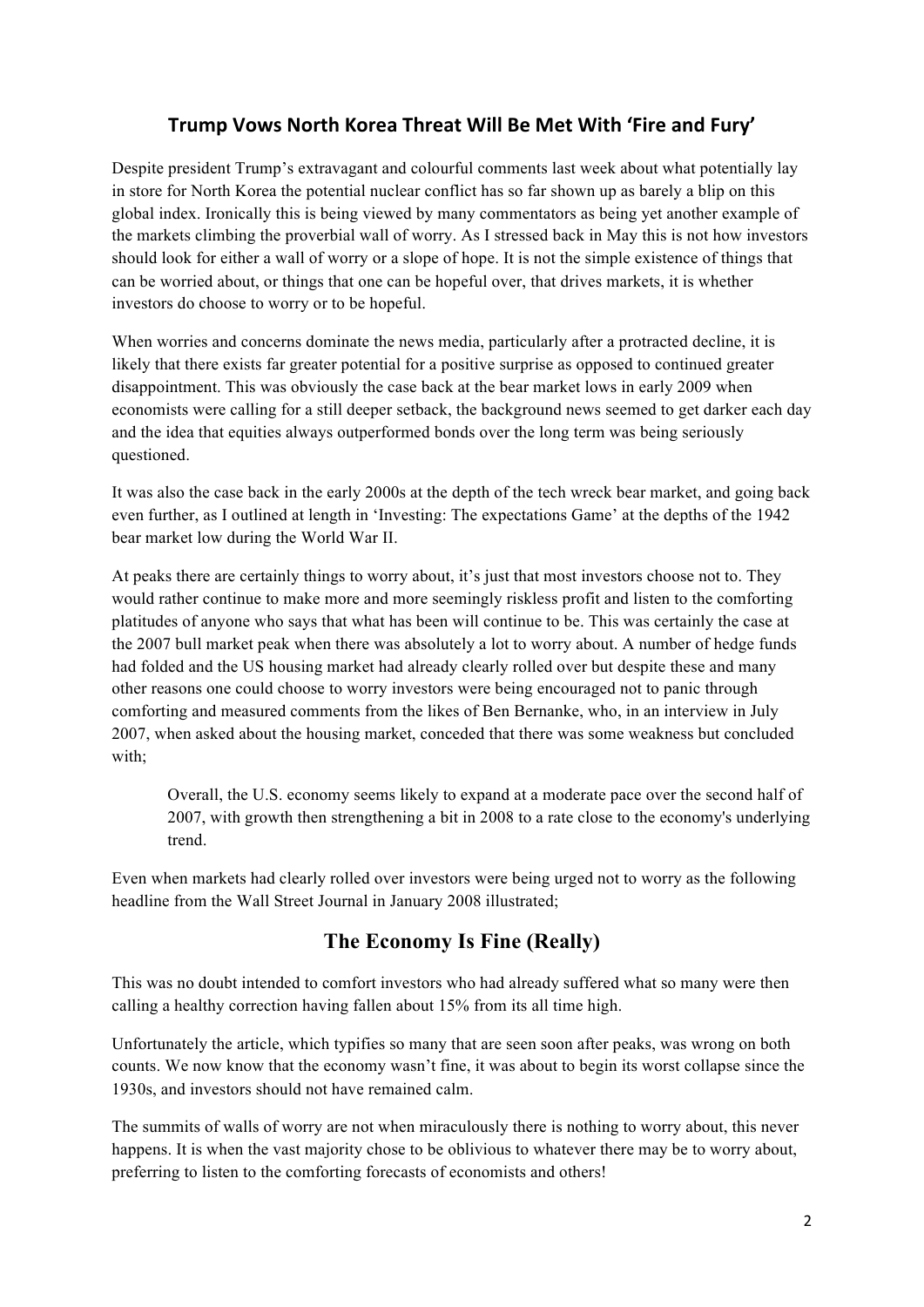## Trump Vows North Korea Threat Will Be Met With 'Fire and Fury'

Despite president Trump's extravagant and colourful comments last week about what potentially lay in store for North Korea the potential nuclear conflict has so far shown up as barely a blip on this global index. Ironically this is being viewed by many commentators as being yet another example of the markets climbing the proverbial wall of worry. As I stressed back in May this is not how investors should look for either a wall of worry or a slope of hope. It is not the simple existence of things that can be worried about, or things that one can be hopeful over, that drives markets, it is whether investors do choose to worry or to be hopeful.

When worries and concerns dominate the news media, particularly after a protracted decline, it is likely that there exists far greater potential for a positive surprise as opposed to continued greater disappointment. This was obviously the case back at the bear market lows in early 2009 when economists were calling for a still deeper setback, the background news seemed to get darker each day and the idea that equities always outperformed bonds over the long term was being seriously questioned.

It was also the case back in the early 2000s at the depth of the tech wreck bear market, and going back even further, as I outlined at length in 'Investing: The expectations Game' at the depths of the 1942 bear market low during the World War II.

At peaks there are certainly things to worry about, it's just that most investors choose not to. They would rather continue to make more and more seemingly riskless profit and listen to the comforting platitudes of anyone who says that what has been will continue to be. This was certainly the case at the 2007 bull market peak when there was absolutely a lot to worry about. A number of hedge funds had folded and the US housing market had already clearly rolled over but despite these and many other reasons one could choose to worry investors were being encouraged not to panic through comforting and measured comments from the likes of Ben Bernanke, who, in an interview in July 2007, when asked about the housing market, conceded that there was some weakness but concluded with;

> Overall, the U.S. economy seems likely to expand at a moderate pace over the second half of 2007, with growth then strengthening a bit in 2008 to a rate close to the economy's underlying trend.

Even when markets had clearly rolled over investors were being urged not to worry as the following headline from the Wall Street Journal in January 2008 illustrated;

## The Economy Is Fine (Really)

This was no doubt intended to comfort investors who had already suffered what so many were then calling a healthy correction having fallen about 15% from its all time high.

Unfortunately the article, which typifies so many that are seen soon after peaks, was wrong on both counts. We now know that the economy wasn't fine, it was about to begin its worst collapse since the 1930s, and investors should not have remained calm.

The summits of walls of worry are not when miraculously there is nothing to worry about, this never happens. It is when the vast majority chose to be oblivious to whatever there may be to worry about, preferring to listen to the comforting forecasts of economists and others!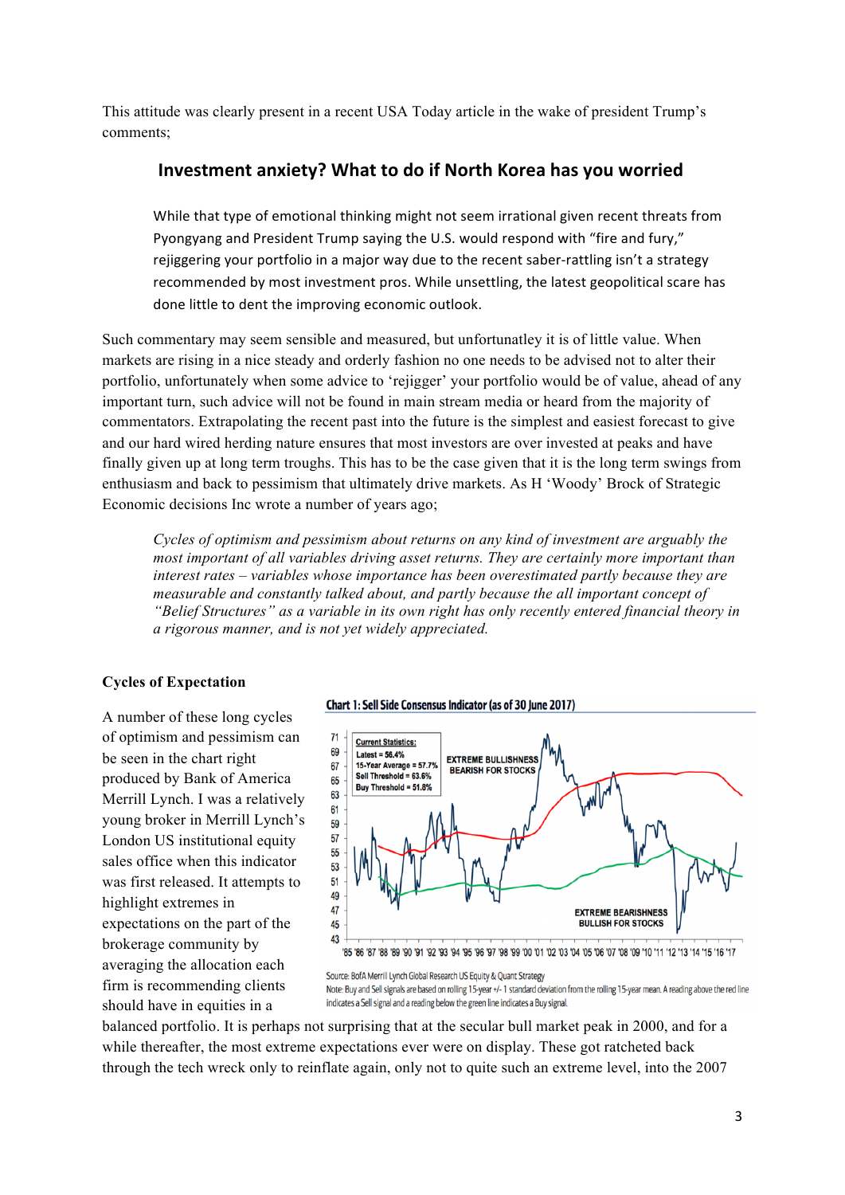This attitude was clearly present in a recent USA Today article in the wake of president Trump's comments;

### Investment anxiety? What to do if North Korea has you worried

> While that type of emotional thinking might not seem irrational given recent threats from Pyongyang and President Trump saying the U.S. would respond with "fire and fury," rejiggering your portfolio in a major way due to the recent saber-rattling isn't a strategy recommended by most investment pros. While unsettling, the latest geopolitical scare has done little to dent the improving economic outlook.

Such commentary may seem sensible and measured, but unfortunatley it is of little value. When markets are rising in a nice steady and orderly fashion no one needs to be advised not to alter their portfolio, unfortunately when some advice to 'rejigger' your portfolio would be of value, ahead of any important turn, such advice will not be found in main stream media or heard from the majority of commentators. Extrapolating the recent past into the future is the simplest and easiest forecast to give and our hard wired herding nature ensures that most investors are over invested at peaks and have finally given up at long term troughs. This has to be the case given that it is the long term swings from enthusiasm and back to pessimism that ultimately drive markets. As H 'Woody' Brock of Strategic Economic decisions Inc wrote a number of years ago;

> *Cycles of optimism and pessimism about returns on any kind of investment are arguably the most important of all variables driving asset returns. They are certainly more important than interest rates – variables whose importance has been overestimated partly because they are measurable and constantly talked about, and partly because the all important concept of "Belief Structures" as a variable in its own right has only recently entered financial theory in a rigorous manner, and is not yet widely appreciated.*

**Cycles of Expectation**

A number of these long cycles of optimism and pessimism can be seen in the chart right produced by Bank of America Merrill Lynch. I was a relatively young broker in Merrill Lynch's London US institutional equity sales office when this indicator was first released. It attempts to highlight extremes in expectations on the part of the brokerage community by averaging the allocation each firm is recommending clients should have in equities in a balanced portfolio. It is perhaps not surprising that at the secular bull market peak in 2000, and for a while thereafter, the most extreme expectations ever were on display. These got ratcheted back through the tech wreck only to reinflate again, only not to quite such an extreme level, into the 2007

**Chart 1: Sell Side Consensus Indicator (as of 30 June 2017)**

Source: BofA Merrill Lynch Global Research US Equity & Quant Strategy

Note: Buy and Sell signals are based on rolling 15-year +/- 1 standard deviation from the rolling 15-year mean. A reading above the red line indicates a Sell signal and a reading below the green line indicates a Buy signal.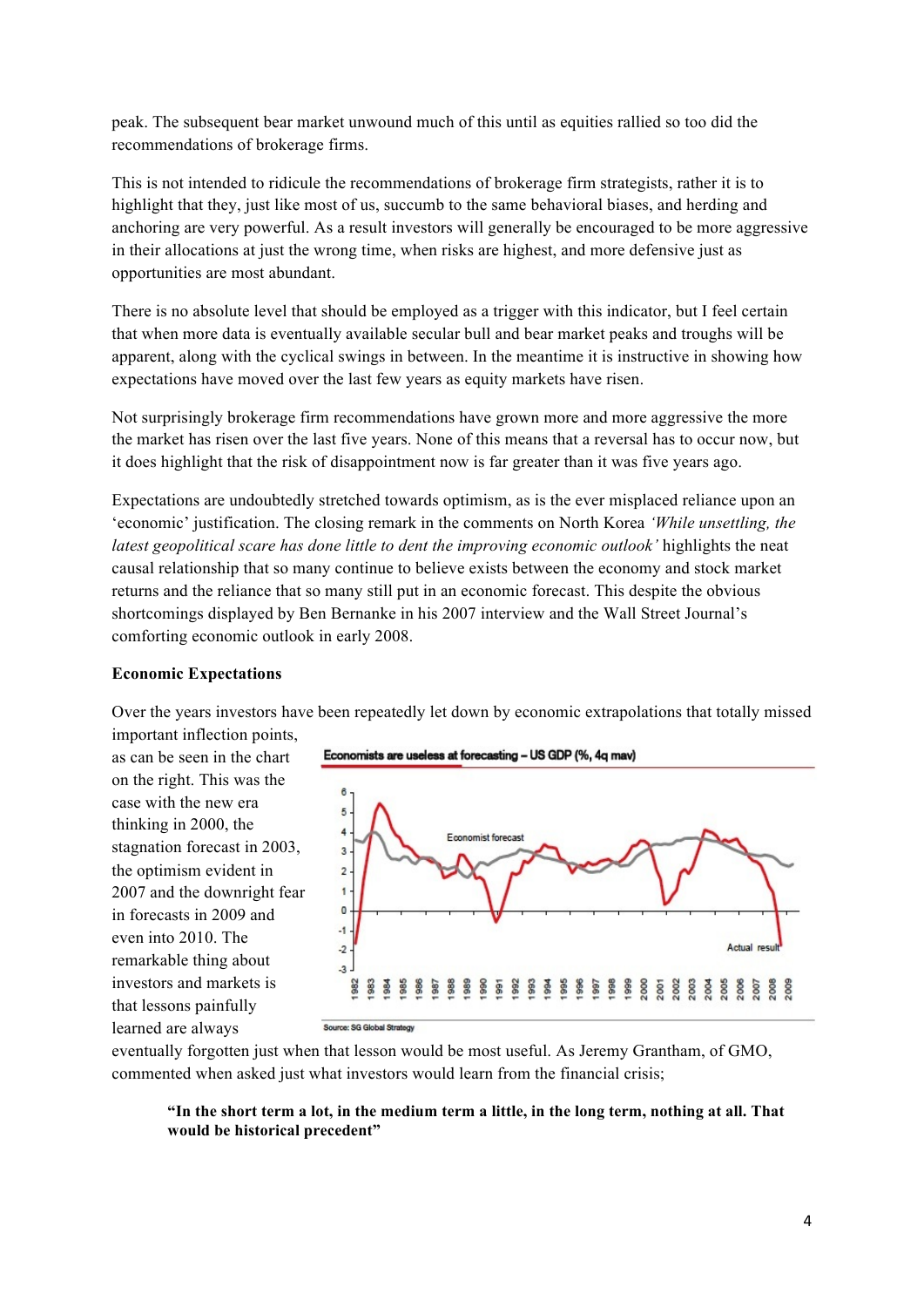peak. The subsequent bear market unwound much of this until as equities rallied so too did the recommendations of brokerage firms.

This is not intended to ridicule the recommendations of brokerage firm strategists, rather it is to highlight that they, just like most of us, succumb to the same behavioral biases, and herding and anchoring are very powerful. As a result investors will generally be encouraged to be more aggressive in their allocations at just the wrong time, when risks are highest, and more defensive just as opportunities are most abundant.

There is no absolute level that should be employed as a trigger with this indicator, but I feel certain that when more data is eventually available secular bull and bear market peaks and troughs will be apparent, along with the cyclical swings in between. In the meantime it is instructive in showing how expectations have moved over the last few years as equity markets have risen.

Not surprisingly brokerage firm recommendations have grown more and more aggressive the more the market has risen over the last five years. None of this means that a reversal has to occur now, but it does highlight that the risk of disappointment now is far greater than it was five years ago.

Expectations are undoubtedly stretched towards optimism, as is the ever misplaced reliance upon an 'economic' justification. The closing remark in the comments on North Korea *'While unsettling, the latest geopolitical scare has done little to dent the improving economic outlook'* highlights the neat causal relationship that so many continue to believe exists between the economy and stock market returns and the reliance that so many still put in an economic forecast. This despite the obvious shortcomings displayed by Ben Bernanke in his 2007 interview and the Wall Street Journal's comforting economic outlook in early 2008.

**Economic Expectations**

Over the years investors have been repeatedly let down by economic extrapolations that totally missed important inflection points, as can be seen in the chart on the right. This was the case with the new era thinking in 2000, the stagnation forecast in 2003, the optimism evident in 2007 and the downright fear in forecasts in 2009 and even into 2010. The remarkable thing about investors and markets is that lessons painfully learned are always eventually forgotten just when that lesson would be most useful. As Jeremy Grantham, of GMO, commented when asked just what investors would learn from the financial crisis;

**Economists are useless at forecasting – US GDP (%, 4q mav)**

Source: SG Global Strategy

> **"In the short term a lot, in the medium term a little, in the long term, nothing at all. That would be historical precedent"**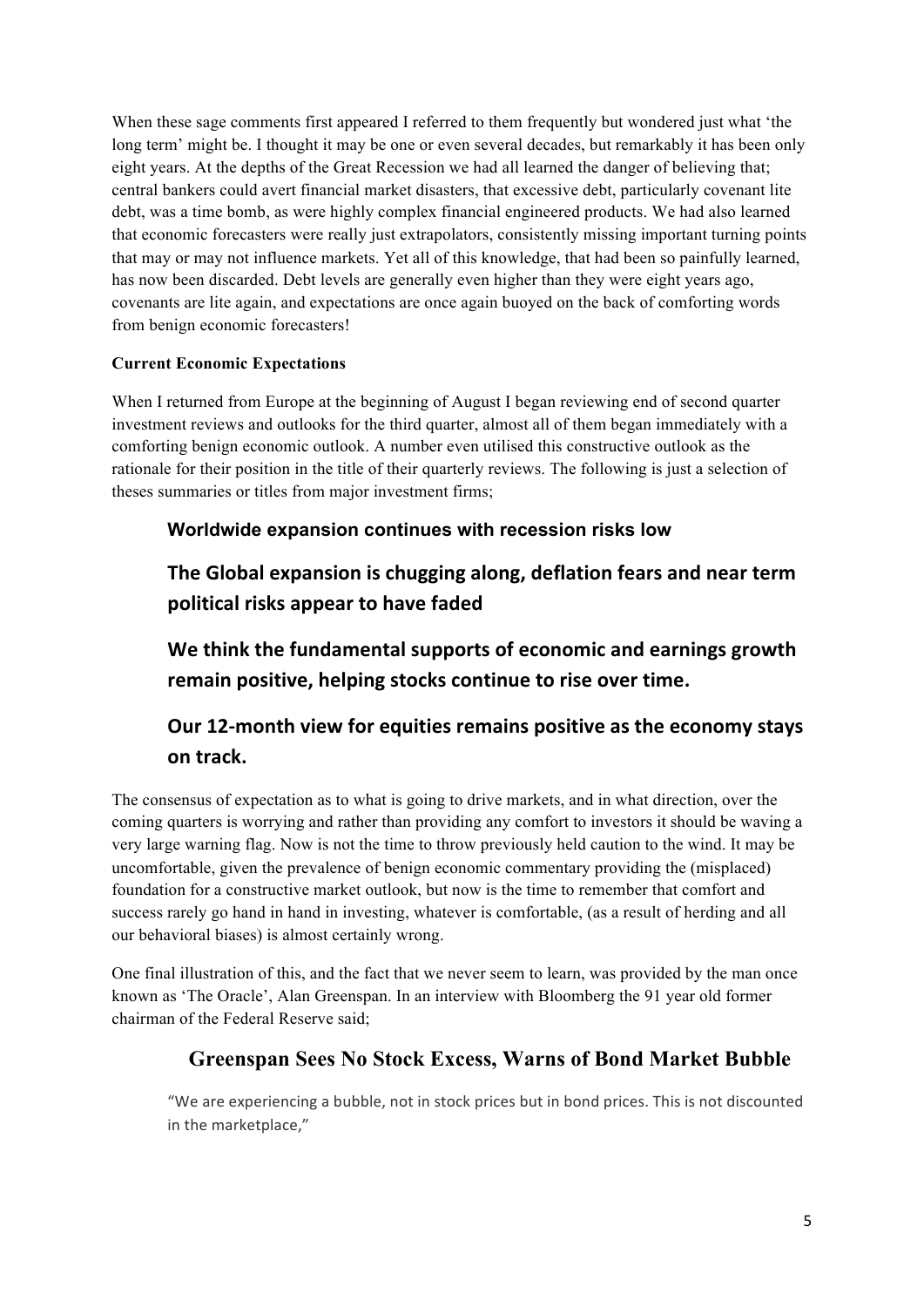When these sage comments first appeared I referred to them frequently but wondered just what 'the long term' might be. I thought it may be one or even several decades, but remarkably it has been only eight years. At the depths of the Great Recession we had all learned the danger of believing that; central bankers could avert financial market disasters, that excessive debt, particularly covenant lite debt, was a time bomb, as were highly complex financial engineered products. We had also learned that economic forecasters were really just extrapolators, consistently missing important turning points that may or may not influence markets. Yet all of this knowledge, that had been so painfully learned, has now been discarded. Debt levels are generally even higher than they were eight years ago, covenants are lite again, and expectations are once again buoyed on the back of comforting words from benign economic forecasters!

**Current Economic Expectations**

When I returned from Europe at the beginning of August I began reviewing end of second quarter investment reviews and outlooks for the third quarter, almost all of them began immediately with a comforting benign economic outlook. A number even utilised this constructive outlook as the rationale for their position in the title of their quarterly reviews. The following is just a selection of theses summaries or titles from major investment firms;

> **Worldwide expansion continues with recession risks low**
>
> **The Global expansion is chugging along, deflation fears and near term political risks appear to have faded**
>
> **We think the fundamental supports of economic and earnings growth remain positive, helping stocks continue to rise over time.**
>
> **Our 12-month view for equities remains positive as the economy stays on track.**

The consensus of expectation as to what is going to drive markets, and in what direction, over the coming quarters is worrying and rather than providing any comfort to investors it should be waving a very large warning flag. Now is not the time to throw previously held caution to the wind. It may be uncomfortable, given the prevalence of benign economic commentary providing the (misplaced) foundation for a constructive market outlook, but now is the time to remember that comfort and success rarely go hand in hand in investing, whatever is comfortable, (as a result of herding and all our behavioral biases) is almost certainly wrong.

One final illustration of this, and the fact that we never seem to learn, was provided by the man once known as 'The Oracle', Alan Greenspan. In an interview with Bloomberg the 91 year old former chairman of the Federal Reserve said;

**Greenspan Sees No Stock Excess, Warns of Bond Market Bubble**

> "We are experiencing a bubble, not in stock prices but in bond prices. This is not discounted in the marketplace,"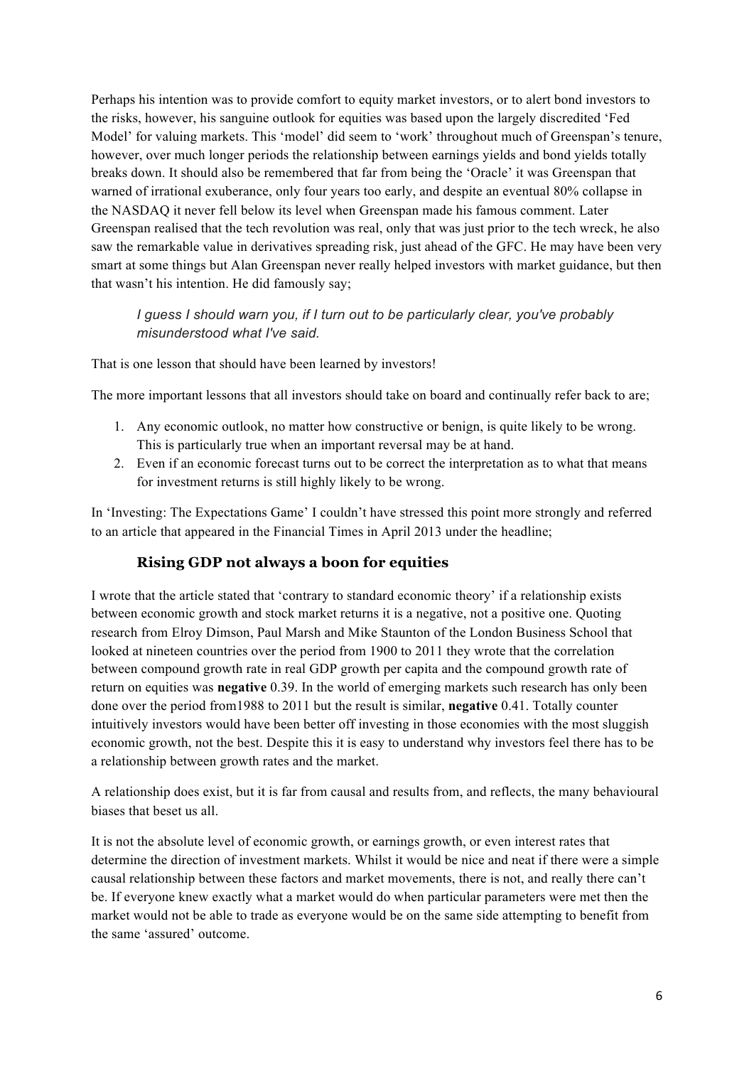Perhaps his intention was to provide comfort to equity market investors, or to alert bond investors to the risks, however, his sanguine outlook for equities was based upon the largely discredited 'Fed Model' for valuing markets. This 'model' did seem to 'work' throughout much of Greenspan's tenure, however, over much longer periods the relationship between earnings yields and bond yields totally breaks down. It should also be remembered that far from being the 'Oracle' it was Greenspan that warned of irrational exuberance, only four years too early, and despite an eventual 80% collapse in the NASDAQ it never fell below its level when Greenspan made his famous comment. Later Greenspan realised that the tech revolution was real, only that was just prior to the tech wreck, he also saw the remarkable value in derivatives spreading risk, just ahead of the GFC. He may have been very smart at some things but Alan Greenspan never really helped investors with market guidance, but then that wasn't his intention. He did famously say;

> *I guess I should warn you, if I turn out to be particularly clear, you've probably misunderstood what I've said.*

That is one lesson that should have been learned by investors!

The more important lessons that all investors should take on board and continually refer back to are;

1. Any economic outlook, no matter how constructive or benign, is quite likely to be wrong. This is particularly true when an important reversal may be at hand.
2. Even if an economic forecast turns out to be correct the interpretation as to what that means for investment returns is still highly likely to be wrong.

In 'Investing: The Expectations Game' I couldn't have stressed this point more strongly and referred to an article that appeared in the Financial Times in April 2013 under the headline;

### Rising GDP not always a boon for equities

I wrote that the article stated that 'contrary to standard economic theory' if a relationship exists between economic growth and stock market returns it is a negative, not a positive one. Quoting research from Elroy Dimson, Paul Marsh and Mike Staunton of the London Business School that looked at nineteen countries over the period from 1900 to 2011 they wrote that the correlation between compound growth rate in real GDP growth per capita and the compound growth rate of return on equities was **negative** 0.39. In the world of emerging markets such research has only been done over the period from1988 to 2011 but the result is similar, **negative** 0.41. Totally counter intuitively investors would have been better off investing in those economies with the most sluggish economic growth, not the best. Despite this it is easy to understand why investors feel there has to be a relationship between growth rates and the market.

A relationship does exist, but it is far from causal and results from, and reflects, the many behavioural biases that beset us all.

It is not the absolute level of economic growth, or earnings growth, or even interest rates that determine the direction of investment markets. Whilst it would be nice and neat if there were a simple causal relationship between these factors and market movements, there is not, and really there can't be. If everyone knew exactly what a market would do when particular parameters were met then the market would not be able to trade as everyone would be on the same side attempting to benefit from the same 'assured' outcome.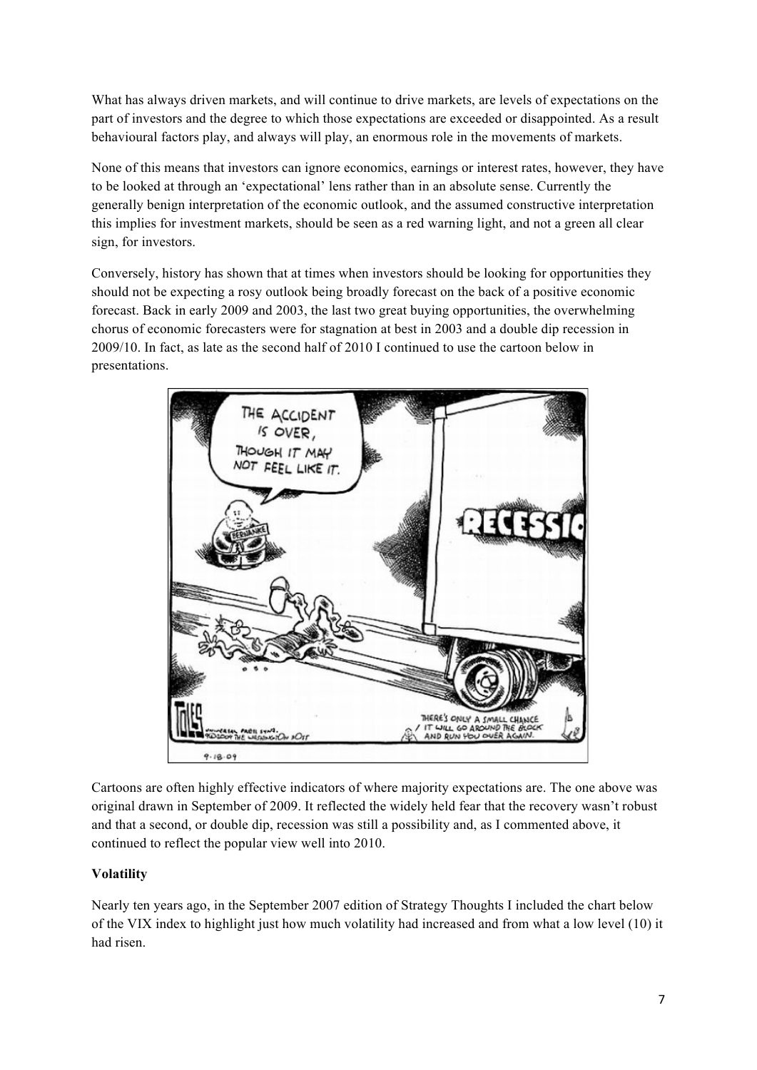What has always driven markets, and will continue to drive markets, are levels of expectations on the part of investors and the degree to which those expectations are exceeded or disappointed. As a result behavioural factors play, and always will play, an enormous role in the movements of markets.

None of this means that investors can ignore economics, earnings or interest rates, however, they have to be looked at through an 'expectational' lens rather than in an absolute sense. Currently the generally benign interpretation of the economic outlook, and the assumed constructive interpretation this implies for investment markets, should be seen as a red warning light, and not a green all clear sign, for investors.

Conversely, history has shown that at times when investors should be looking for opportunities they should not be expecting a rosy outlook being broadly forecast on the back of a positive economic forecast. Back in early 2009 and 2003, the last two great buying opportunities, the overwhelming chorus of economic forecasters were for stagnation at best in 2003 and a double dip recession in 2009/10. In fact, as late as the second half of 2010 I continued to use the cartoon below in presentations.

Cartoons are often highly effective indicators of where majority expectations are. The one above was original drawn in September of 2009. It reflected the widely held fear that the recovery wasn't robust and that a second, or double dip, recession was still a possibility and, as I commented above, it continued to reflect the popular view well into 2010.

**Volatility**

Nearly ten years ago, in the September 2007 edition of Strategy Thoughts I included the chart below of the VIX index to highlight just how much volatility had increased and from what a low level (10) it had risen.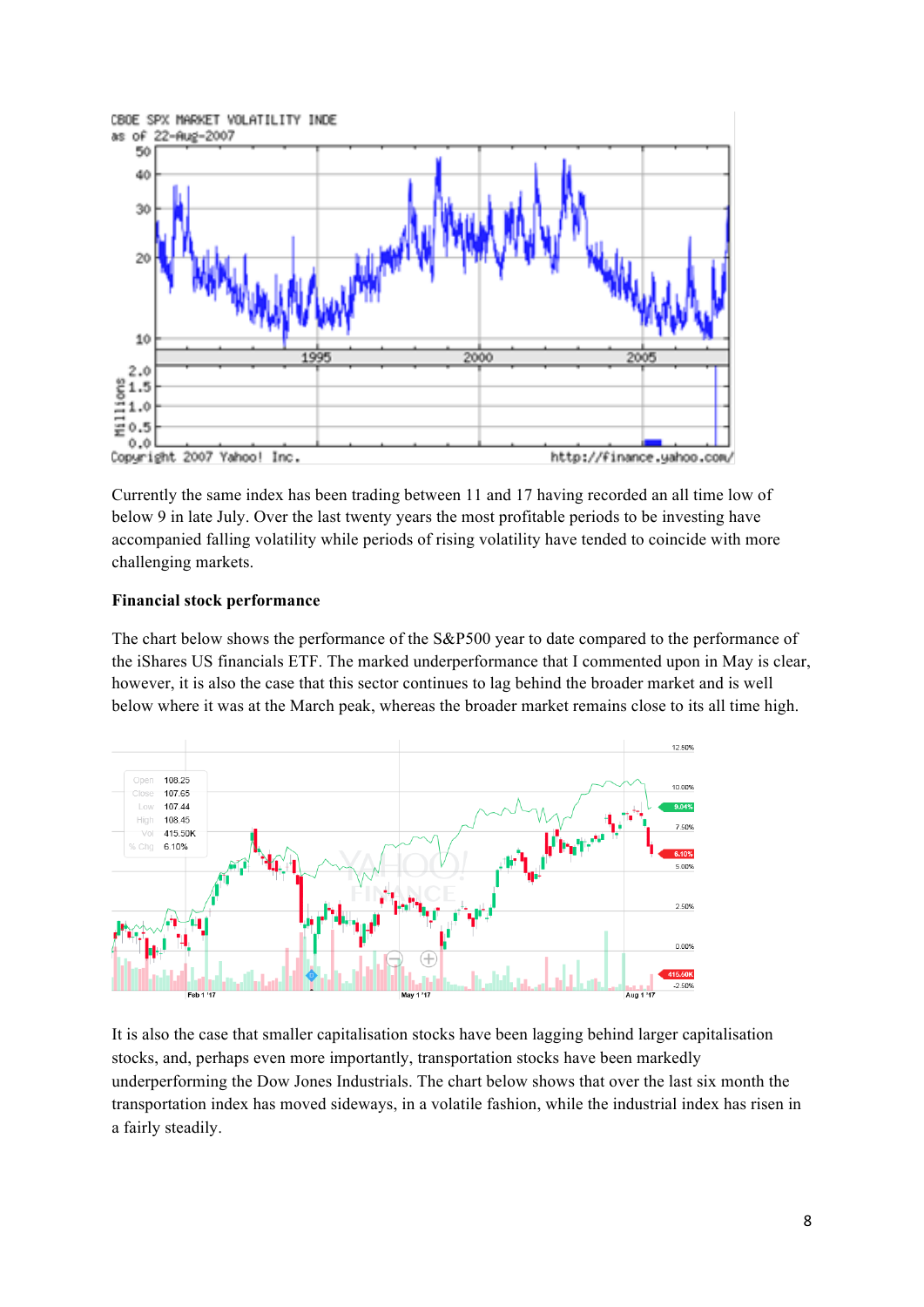Currently the same index has been trading between 11 and 17 having recorded an all time low of below 9 in late July. Over the last twenty years the most profitable periods to be investing have accompanied falling volatility while periods of rising volatility have tended to coincide with more challenging markets.

**Financial stock performance**

The chart below shows the performance of the S&P500 year to date compared to the performance of the iShares US financials ETF. The marked underperformance that I commented upon in May is clear, however, it is also the case that this sector continues to lag behind the broader market and is well below where it was at the March peak, whereas the broader market remains close to its all time high.

It is also the case that smaller capitalisation stocks have been lagging behind larger capitalisation stocks, and, perhaps even more importantly, transportation stocks have been markedly underperforming the Dow Jones Industrials. The chart below shows that over the last six month the transportation index has moved sideways, in a volatile fashion, while the industrial index has risen in a fairly steadily.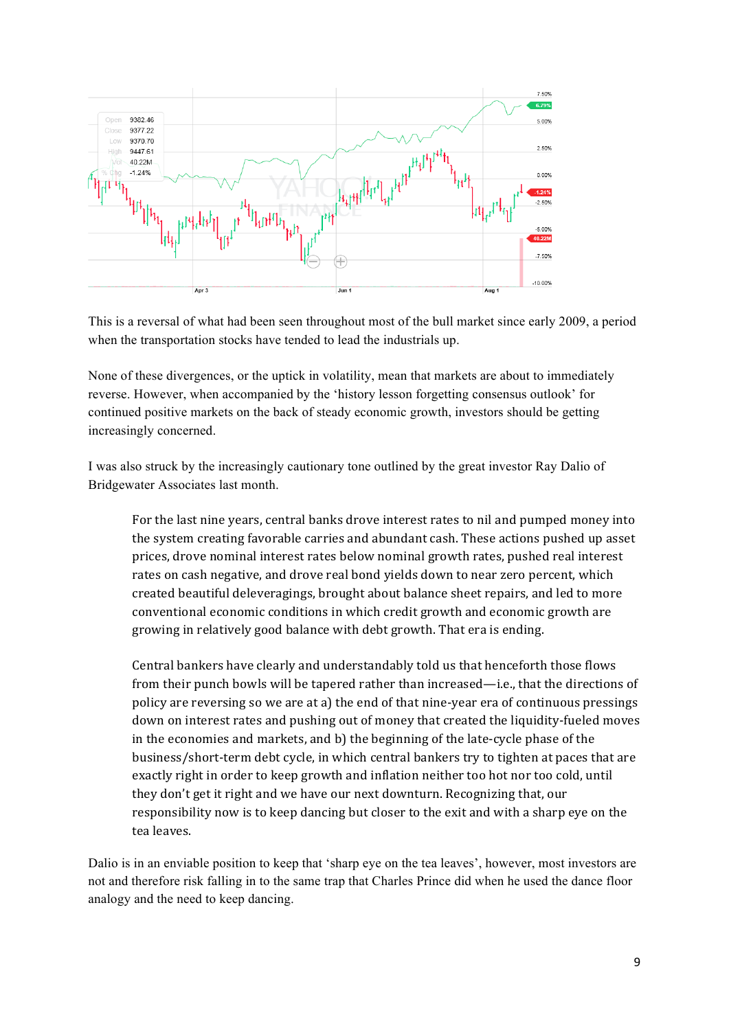This is a reversal of what had been seen throughout most of the bull market since early 2009, a period when the transportation stocks have tended to lead the industrials up.

None of these divergences, or the uptick in volatility, mean that markets are about to immediately reverse. However, when accompanied by the 'history lesson forgetting consensus outlook' for continued positive markets on the back of steady economic growth, investors should be getting increasingly concerned.

I was also struck by the increasingly cautionary tone outlined by the great investor Ray Dalio of Bridgewater Associates last month.

> For the last nine years, central banks drove interest rates to nil and pumped money into the system creating favorable carries and abundant cash. These actions pushed up asset prices, drove nominal interest rates below nominal growth rates, pushed real interest rates on cash negative, and drove real bond yields down to near zero percent, which created beautiful deleveragings, brought about balance sheet repairs, and led to more conventional economic conditions in which credit growth and economic growth are growing in relatively good balance with debt growth. That era is ending.
>
> Central bankers have clearly and understandably told us that henceforth those flows from their punch bowls will be tapered rather than increased—i.e., that the directions of policy are reversing so we are at a) the end of that nine-year era of continuous pressings down on interest rates and pushing out of money that created the liquidity-fueled moves in the economies and markets, and b) the beginning of the late-cycle phase of the business/short-term debt cycle, in which central bankers try to tighten at paces that are exactly right in order to keep growth and inflation neither too hot nor too cold, until they don't get it right and we have our next downturn. Recognizing that, our responsibility now is to keep dancing but closer to the exit and with a sharp eye on the tea leaves.

Dalio is in an enviable position to keep that 'sharp eye on the tea leaves', however, most investors are not and therefore risk falling in to the same trap that Charles Prince did when he used the dance floor analogy and the need to keep dancing.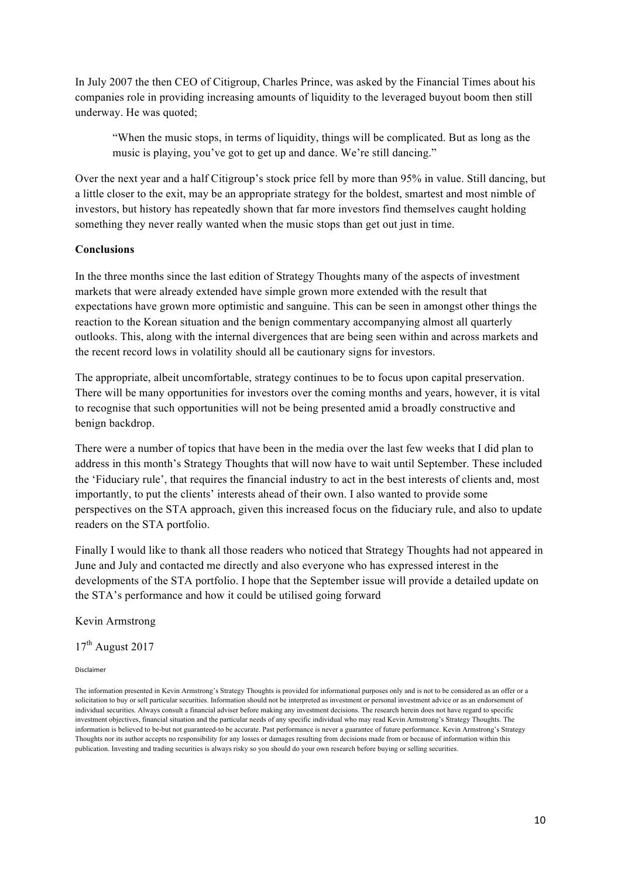In July 2007 the then CEO of Citigroup, Charles Prince, was asked by the Financial Times about his companies role in providing increasing amounts of liquidity to the leveraged buyout boom then still underway. He was quoted;

> "When the music stops, in terms of liquidity, things will be complicated. But as long as the music is playing, you've got to get up and dance. We're still dancing."

Over the next year and a half Citigroup's stock price fell by more than 95% in value. Still dancing, but a little closer to the exit, may be an appropriate strategy for the boldest, smartest and most nimble of investors, but history has repeatedly shown that far more investors find themselves caught holding something they never really wanted when the music stops than get out just in time.

**Conclusions**

In the three months since the last edition of Strategy Thoughts many of the aspects of investment markets that were already extended have simple grown more extended with the result that expectations have grown more optimistic and sanguine. This can be seen in amongst other things the reaction to the Korean situation and the benign commentary accompanying almost all quarterly outlooks. This, along with the internal divergences that are being seen within and across markets and the recent record lows in volatility should all be cautionary signs for investors.

The appropriate, albeit uncomfortable, strategy continues to be to focus upon capital preservation. There will be many opportunities for investors over the coming months and years, however, it is vital to recognise that such opportunities will not be being presented amid a broadly constructive and benign backdrop.

There were a number of topics that have been in the media over the last few weeks that I did plan to address in this month's Strategy Thoughts that will now have to wait until September. These included the 'Fiduciary rule', that requires the financial industry to act in the best interests of clients and, most importantly, to put the clients' interests ahead of their own. I also wanted to provide some perspectives on the STA approach, given this increased focus on the fiduciary rule, and also to update readers on the STA portfolio.

Finally I would like to thank all those readers who noticed that Strategy Thoughts had not appeared in June and July and contacted me directly and also everyone who has expressed interest in the developments of the STA portfolio. I hope that the September issue will provide a detailed update on the STA's performance and how it could be utilised going forward

Kevin Armstrong

17th August 2017

Disclaimer

The information presented in Kevin Armstrong's Strategy Thoughts is provided for informational purposes only and is not to be considered as an offer or a solicitation to buy or sell particular securities. Information should not be interpreted as investment or personal investment advice or as an endorsement of individual securities. Always consult a financial adviser before making any investment decisions. The research herein does not have regard to specific investment objectives, financial situation and the particular needs of any specific individual who may read Kevin Armstrong's Strategy Thoughts. The information is believed to be-but not guaranteed-to be accurate. Past performance is never a guarantee of future performance. Kevin Armstrong's Strategy Thoughts nor its author accepts no responsibility for any losses or damages resulting from decisions made from or because of information within this publication. Investing and trading securities is always risky so you should do your own research before buying or selling securities.